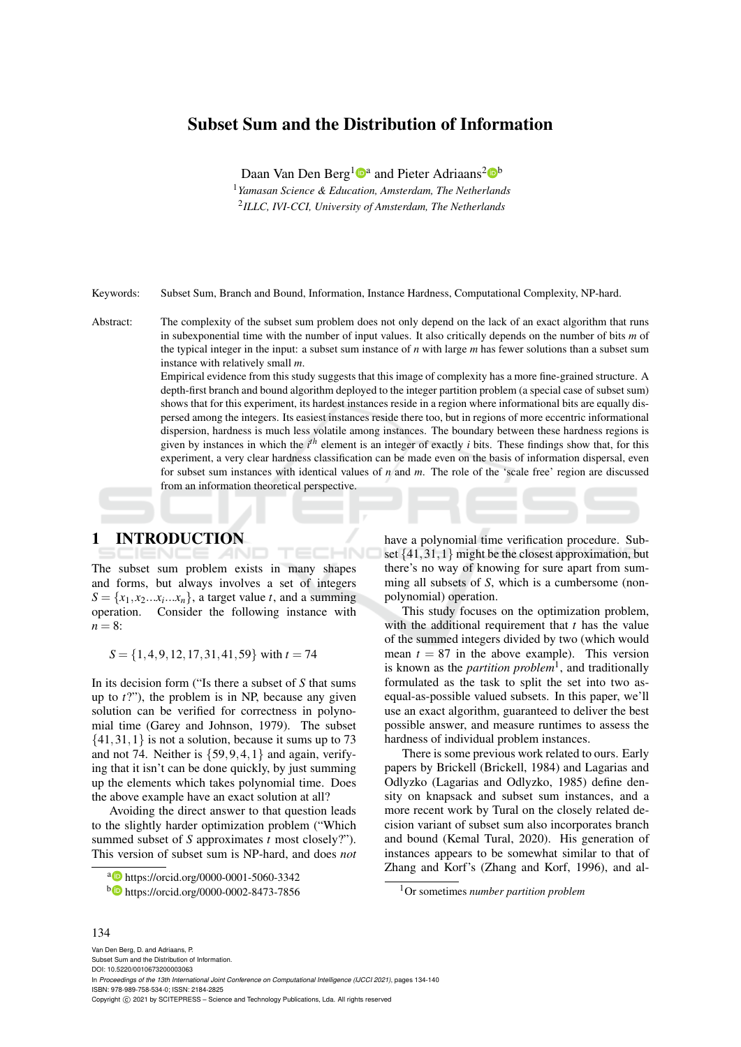# Subset Sum and the Distribution of Information

Daan Van Den Berg[1][a] and Pieter Adriaans[2][b]

[1]*Yamasan Science & Education, Amsterdam, The Netherlands*
[2]*ILLC, IVI-CCI, University of Amsterdam, The Netherlands*

Keywords: Subset Sum, Branch and Bound, Information, Instance Hardness, Computational Complexity, NP-hard.

Abstract: The complexity of the subset sum problem does not only depend on the lack of an exact algorithm that runs in subexponential time with the number of input values. It also critically depends on the number of bits $m$ of the typical integer in the input: a subset sum instance of $n$ with large $m$ has fewer solutions than a subset sum instance with relatively small $m$.

Empirical evidence from this study suggests that this image of complexity has a more fine-grained structure. A depth-first branch and bound algorithm deployed to the integer partition problem (a special case of subset sum) shows that for this experiment, its hardest instances reside in a region where informational bits are equally dispersed among the integers. Its easiest instances reside there too, but in regions of more eccentric informational dispersion, hardness is much less volatile among instances. The boundary between these hardness regions is given by instances in which the $i^{th}$ element is an integer of exactly $i$ bits. These findings show that, for this experiment, a very clear hardness classification can be made even on the basis of information dispersal, even for subset sum instances with identical values of $n$ and $m$. The role of the 'scale free' region are discussed from an information theoretical perspective.

## 1 INTRODUCTION

The subset sum problem exists in many shapes and forms, but always involves a set of integers $S = \{x_1, x_2 ... x_i ... x_n\}$, a target value $t$, and a summing operation. Consider the following instance with $n = 8$:

$$S = \{1, 4, 9, 12, 17, 31, 41, 59\} \text{ with } t = 74$$

In its decision form ("Is there a subset of $S$ that sums up to $t$?"), the problem is in NP, because any given solution can be verified for correctness in polynomial time (Garey and Johnson, 1979). The subset $\{41, 31, 1\}$ is not a solution, because it sums up to 73 and not 74. Neither is $\{59, 9, 4, 1\}$ and again, verifying that it isn't can be done quickly, by just summing up the elements which takes polynomial time. Does the above example have an exact solution at all?

Avoiding the direct answer to that question leads to the slightly harder optimization problem ("Which summed subset of $S$ approximates $t$ most closely?"). This version of subset sum is NP-hard, and does *not* have a polynomial time verification procedure. Subset $\{41, 31, 1\}$ might be the closest approximation, but there's no way of knowing for sure apart from summing all subsets of $S$, which is a cumbersome (non-polynomial) operation.

This study focuses on the optimization problem, with the additional requirement that $t$ has the value of the summed integers divided by two (which would mean $t = 87$ in the above example). This version is known as the *partition problem*[1], and traditionally formulated as the task to split the set into two as-equal-as-possible valued subsets. In this paper, we'll use an exact algorithm, guaranteed to deliver the best possible answer, and measure runtimes to assess the hardness of individual problem instances.

There is some previous work related to ours. Early papers by Brickell (Brickell, 1984) and Lagarias and Odlyzko (Lagarias and Odlyzko, 1985) define density on knapsack and subset sum instances, and a more recent work by Tural on the closely related decision variant of subset sum also incorporates branch and bound (Kemal Tural, 2020). His generation of instances appears to be somewhat similar to that of Zhang and Korf's (Zhang and Korf, 1996), and al-

[a] https://orcid.org/0000-0001-5060-3342
[b] https://orcid.org/0000-0002-8473-7856

[1] Or sometimes *number partition problem*

Van Den Berg, D. and Adriaans, P.
Subset Sum and the Distribution of Information.
DOI: 10.5220/0010673200003063
In *Proceedings of the 13th International Joint Conference on Computational Intelligence (IJCCI 2021)*, pages 134-140
ISBN: 978-989-758-534-0; ISSN: 2184-2825
Copyright © 2021 by SCITEPRESS – Science and Technology Publications, Lda. All rights reserved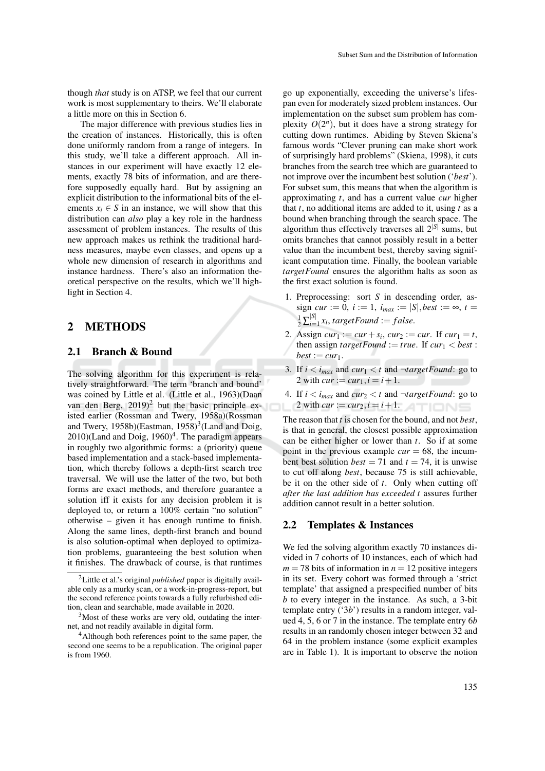though *that* study is on ATSP, we feel that our current work is most supplementary to theirs. We'll elaborate a little more on this in Section 6.

The major difference with previous studies lies in the creation of instances. Historically, this is often done uniformly random from a range of integers. In this study, we'll take a different approach. All instances in our experiment will have exactly 12 elements, exactly 78 bits of information, and are therefore supposedly equally hard. But by assigning an explicit distribution to the informational bits of the elements $x_i \in S$ in an instance, we will show that this distribution can *also* play a key role in the hardness assessment of problem instances. The results of this new approach makes us rethink the traditional hardness measures, maybe even classes, and opens up a whole new dimension of research in algorithms and instance hardness. There's also an information theoretical perspective on the results, which we'll highlight in Section 4.

## 2 METHODS

### 2.1 Branch & Bound

The solving algorithm for this experiment is relatively straightforward. The term 'branch and bound' was coined by Little et al. (Little et al., 1963)(Daan van den Berg, 2019)[2] but the basic principle existed earlier (Rossman and Twery, 1958a)(Rossman and Twery, 1958b)(Eastman, 1958)[3](Land and Doig, 2010)(Land and Doig, 1960)[4]. The paradigm appears in roughly two algorithmic forms: a (priority) queue based implementation and a stack-based implementation, which thereby follows a depth-first search tree traversal. We will use the latter of the two, but both forms are exact methods, and therefore guarantee a solution iff it exists for any decision problem it is deployed to, or return a 100% certain "no solution" otherwise – given it has enough runtime to finish. Along the same lines, depth-first branch and bound is also solution-optimal when deployed to optimization problems, guaranteeing the best solution when it finishes. The drawback of course, is that runtimes go up exponentially, exceeding the universe's lifespan even for moderately sized problem instances. Our implementation on the subset sum problem has complexity $O(2^n)$, but it does have a strong strategy for cutting down runtimes. Abiding by Steven Skiena's famous words "Clever pruning can make short work of surprisingly hard problems" (Skiena, 1998), it cuts branches from the search tree which are guaranteed to not improve over the incumbent best solution ('*best*'). For subset sum, this means that when the algorithm is approximating $t$, and has a current value *cur* higher that $t$, no additional items are added to it, using $t$ as a bound when branching through the search space. The algorithm thus effectively traverses all $2^{|S|}$ sums, but omits branches that cannot possibly result in a better value than the incumbent best, thereby saving significant computation time. Finally, the boolean variable *targetFound* ensures the algorithm halts as soon as the first exact solution is found.

1. Preprocessing: sort $S$ in descending order, assign $cur := 0$, $i := 1$, $i_{max} := |S|, best := \infty$, $t = \frac{1}{2}\sum_{i=1}^{|S|} x_i$, $targetFound := false$.
2. Assign $cur_1 := cur + s_i$, $cur_2 := cur$. If $cur_1 = t$, then assign $targetFound := true$. If $cur_1 < best$ : $best := cur_1$.
3. If $i < i_{max}$ and $cur_1 < t$ and $\neg targetFound$: go to 2 with $cur := cur_1, i = i+1$.
4. If $i < i_{max}$ and $cur_2 < t$ and $\neg targetFound$: go to 2 with $cur := cur_2, i = i+1$.

The reason that $t$ is chosen for the bound, and not *best*, is that in general, the closest possible approximation can be either higher or lower than $t$. So if at some point in the previous example $cur = 68$, the incumbent best solution $best = 71$ and $t = 74$, it is unwise to cut off along *best*, because 75 is still achievable, be it on the other side of $t$. Only when cutting off *after the last addition has exceeded t* assures further addition cannot result in a better solution.

### 2.2 Templates & Instances

We fed the solving algorithm exactly 70 instances divided in 7 cohorts of 10 instances, each of which had $m = 78$ bits of information in $n = 12$ positive integers in its set. Every cohort was formed through a 'strict template' that assigned a prespecified number of bits $b$ to every integer in the instance. As such, a 3-bit template entry ('$3b$') results in a random integer, valued 4, 5, 6 or 7 in the instance. The template entry $6b$ results in an randomly chosen integer between 32 and 64 in the problem instance (some explicit examples are in Table 1). It is important to observe the notion

---

[2] Little et al.'s original *published* paper is digitally available only as a murky scan, or a work-in-progress-report, but the second reference points towards a fully refurbished edition, clean and searchable, made available in 2020.

[3] Most of these works are very old, outdating the internet, and not readily available in digital form.

[4] Although both references point to the same paper, the second one seems to be a republication. The original paper is from 1960.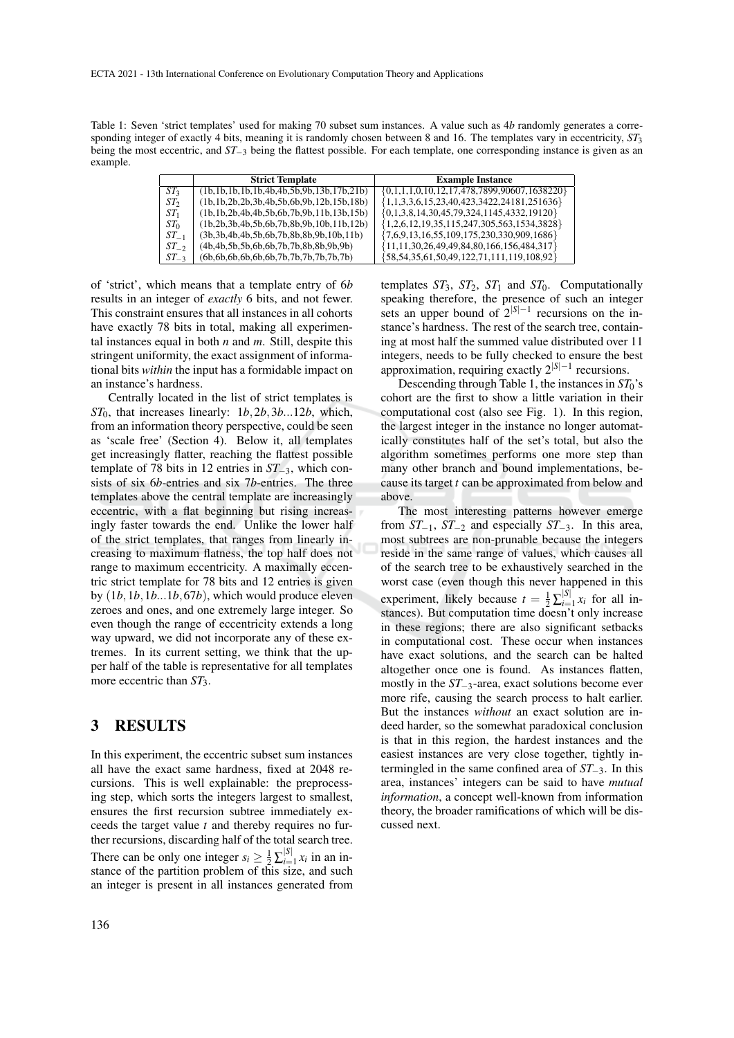Table 1: Seven 'strict templates' used for making 70 subset sum instances. A value such as $4b$ randomly generates a corresponding integer of exactly 4 bits, meaning it is randomly chosen between 8 and 16. The templates vary in eccentricity, $ST_3$ being the most eccentric, and $ST_{-3}$ being the flattest possible. For each template, one corresponding instance is given as an example.

| | Strict Template | Example Instance |
|---|---|---|
| $ST_3$ | (1b,1b,1b,1b,1b,4b,4b,5b,9b,13b,17b,21b) | {0,1,1,1,0,10,12,17,478,7899,90607,1638220} |
| $ST_2$ | (1b,1b,2b,2b,3b,4b,5b,6b,9b,12b,15b,18b) | {1,1,3,3,6,15,23,40,423,3422,24181,251636} |
| $ST_1$ | (1b,1b,2b,4b,4b,5b,6b,7b,9b,11b,13b,15b) | {0,1,3,8,14,30,45,79,324,1145,4332,19120} |
| $ST_0$ | (1b,2b,3b,4b,5b,6b,7b,8b,9b,10b,11b,12b) | {1,2,6,12,19,35,115,247,305,563,1534,3828} |
| $ST_{-1}$ | (3b,3b,4b,4b,5b,6b,7b,8b,8b,9b,10b,11b) | {7,6,9,13,16,55,109,175,230,330,909,1686} |
| $ST_{-2}$ | (4b,4b,5b,5b,6b,6b,7b,7b,8b,8b,9b,9b) | {11,11,30,26,49,49,84,80,166,156,484,317} |
| $ST_{-3}$ | (6b,6b,6b,6b,6b,6b,7b,7b,7b,7b,7b,7b) | {58,54,35,61,50,49,122,71,111,119,108,92} |

of 'strict', which means that a template entry of $6b$ results in an integer of *exactly* 6 bits, and not fewer. This constraint ensures that all instances in all cohorts have exactly 78 bits in total, making all experimental instances equal in both $n$ and $m$. Still, despite this stringent uniformity, the exact assignment of informational bits *within* the input has a formidable impact on an instance's hardness.

Centrally located in the list of strict templates is $ST_0$, that increases linearly: $1b, 2b, 3b...12b$, which, from an information theory perspective, could be seen as 'scale free' (Section 4). Below it, all templates get increasingly flatter, reaching the flattest possible template of 78 bits in 12 entries in $ST_{-3}$, which consists of six $6b$-entries and six $7b$-entries. The three templates above the central template are increasingly eccentric, with a flat beginning but rising increasingly faster towards the end. Unlike the lower half of the strict templates, that ranges from linearly increasing to maximum flatness, the top half does not range to maximum eccentricity. A maximally eccentric strict template for 78 bits and 12 entries is given by $(1b, 1b, 1b...1b, 67b)$, which would produce eleven zeroes and ones, and one extremely large integer. So even though the range of eccentricity extends a long way upward, we did not incorporate any of these extremes. In its current setting, we think that the upper half of the table is representative for all templates more eccentric than $ST_3$.

## 3 RESULTS

In this experiment, the eccentric subset sum instances all have the exact same hardness, fixed at 2048 recursions. This is well explainable: the preprocessing step, which sorts the integers largest to smallest, ensures the first recursion subtree immediately exceeds the target value $t$ and thereby requires no further recursions, discarding half of the total search tree. There can be only one integer $s_i \geq \frac{1}{2}\sum_{i=1}^{|S|} x_i$ in an instance of the partition problem of this size, and such an integer is present in all instances generated from templates $ST_3$, $ST_2$, $ST_1$ and $ST_0$. Computationally speaking therefore, the presence of such an integer sets an upper bound of $2^{|S|-1}$ recursions on the instance's hardness. The rest of the search tree, containing at most half the summed value distributed over 11 integers, needs to be fully checked to ensure the best approximation, requiring exactly $2^{|S|-1}$ recursions.

Descending through Table 1, the instances in $ST_0$'s cohort are the first to show a little variation in their computational cost (also see Fig. 1). In this region, the largest integer in the instance no longer automatically constitutes half of the set's total, but also the algorithm sometimes performs one more step than many other branch and bound implementations, because its target $t$ can be approximated from below and above.

The most interesting patterns however emerge from $ST_{-1}$, $ST_{-2}$ and especially $ST_{-3}$. In this area, most subtrees are non-prunable because the integers reside in the same range of values, which causes all of the search tree to be exhaustively searched in the worst case (even though this never happened in this experiment, likely because $t = \frac{1}{2}\sum_{i=1}^{|S|} x_i$ for all instances). But computation time doesn't only increase in these regions; there are also significant setbacks in computational cost. These occur when instances have exact solutions, and the search can be halted altogether once one is found. As instances flatten, mostly in the $ST_{-3}$-area, exact solutions become ever more rife, causing the search process to halt earlier. But the instances *without* an exact solution are indeed harder, so the somewhat paradoxical conclusion is that in this region, the hardest instances and the easiest instances are very close together, tightly intermingled in the same confined area of $ST_{-3}$. In this area, instances' integers can be said to have *mutual information*, a concept well-known from information theory, the broader ramifications of which will be discussed next.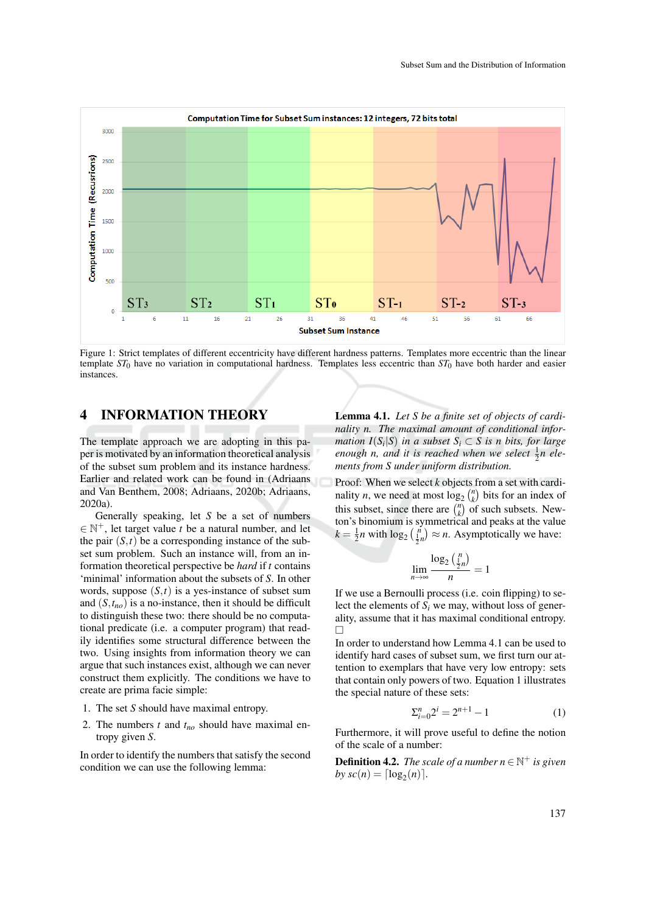Figure 1: Strict templates of different eccentricity have different hardness patterns. Templates more eccentric than the linear template $ST_0$ have no variation in computational hardness. Templates less eccentric than $ST_0$ have both harder and easier instances.

## 4 INFORMATION THEORY

The template approach we are adopting in this paper is motivated by an information theoretical analysis of the subset sum problem and its instance hardness. Earlier and related work can be found in (Adriaans and Van Benthem, 2008; Adriaans, 2020b; Adriaans, 2020a).

Generally speaking, let $S$ be a set of numbers $\in \mathbb{N}^+$, let target value $t$ be a natural number, and let the pair $(S,t)$ be a corresponding instance of the subset sum problem. Such an instance will, from an information theoretical perspective contain 'minimal' information about the subsets of $S$. In other words, suppose $(S,t)$ is a yes-instance of subset sum and $(S,t_{no})$ is a no-instance, then it should be difficult to distinguish these two: there should be no computational predicate (i.e. a computer program) that readily identifies some structural difference between the two. Using insights from information theory we can argue that such instances exist, although we can never construct them explicitly. The conditions we have to create are prima facie simple:

1. The set $S$ should have maximal entropy.
2. The numbers $t$ and $t_{no}$ should have maximal entropy given $S$.

In order to identify the numbers that satisfy the second condition we can use the following lemma:

**Lemma 4.1.** *Let $S$ be a finite set of objects of cardinality $n$. The maximal amount of conditional information $I(S_i|S)$ in a subset $S_i \subset S$ is $n$ bits, for large enough $n$, and it is reached when we select $\frac{1}{2}n$ elements from $S$ under uniform distribution.*

Proof: When we select $k$ objects from a set with cardinality $n$, we need at most $\log_2 \binom{n}{k}$ bits for an index of this subset, since there are $\binom{n}{k}$ of such subsets. Newton's binomium is symmetrical and peaks at the value $k = \frac{1}{2}n$ with $\log_2 \binom{n}{\frac{1}{2}n} \approx n$. Asymptotically we have:

$$\lim_{n\to\infty} \frac{\log_2 \binom{n}{\frac{1}{2}n}}{n} = 1$$

If we use a Bernoulli process (i.e. coin flipping) to select the elements of $S_i$ we may, without loss of generality, assume that it has maximal conditional entropy. □

In order to understand how Lemma 4.1 can be used to identify hard cases of subset sum, we first turn our attention to exemplars that have very low entropy: sets that contain only powers of two. Equation 1 illustrates the special nature of these sets:

$$\Sigma_{i=0}^{n} 2^i = 2^{n+1} - 1 \tag{1}$$

Furthermore, it will prove useful to define the notion of the scale of a number:

**Definition 4.2.** *The scale of a number $n \in \mathbb{N}^+$ is given by $sc(n) = \lceil \log_2(n) \rceil$.*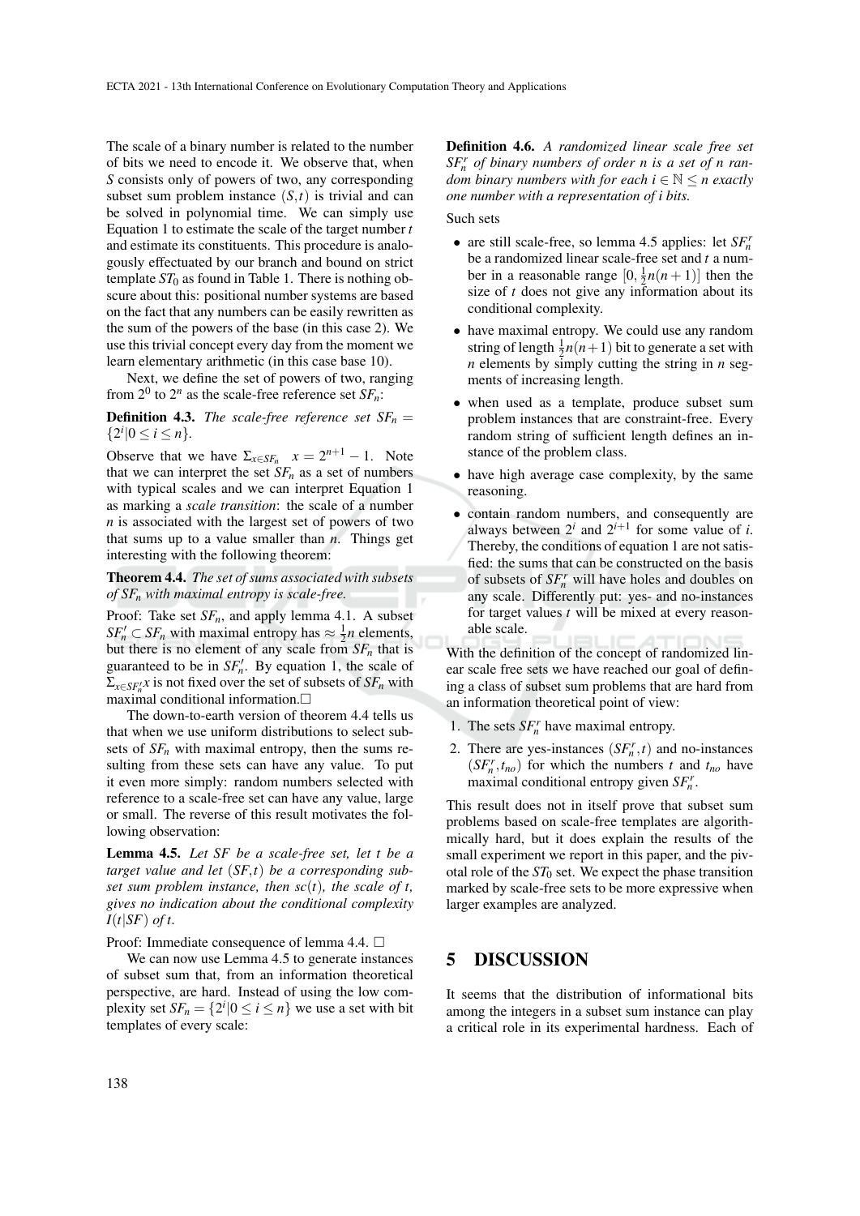The scale of a binary number is related to the number of bits we need to encode it. We observe that, when $S$ consists only of powers of two, any corresponding subset sum problem instance $(S,t)$ is trivial and can be solved in polynomial time. We can simply use Equation 1 to estimate the scale of the target number $t$ and estimate its constituents. This procedure is analogously effectuated by our branch and bound on strict template $ST_0$ as found in Table 1. There is nothing obscure about this: positional number systems are based on the fact that any numbers can be easily rewritten as the sum of the powers of the base (in this case 2). We use this trivial concept every day from the moment we learn elementary arithmetic (in this case base 10).

Next, we define the set of powers of two, ranging from $2^0$ to $2^n$ as the scale-free reference set $SF_n$:

**Definition 4.3.** *The scale-free reference set* $SF_n = \{2^i | 0 \leq i \leq n\}$.

Observe that we have $\Sigma_{x \in SF_n} \quad x = 2^{n+1} - 1$. Note that we can interpret the set $SF_n$ as a set of numbers with typical scales and we can interpret Equation 1 as marking a *scale transition*: the scale of a number $n$ is associated with the largest set of powers of two that sums up to a value smaller than $n$. Things get interesting with the following theorem:

**Theorem 4.4.** *The set of sums associated with subsets of* $SF_n$ *with maximal entropy is scale-free.*

Proof: Take set $SF_n$, and apply lemma 4.1. A subset $SF'_n \subset SF_n$ with maximal entropy has $\approx \frac{1}{2}n$ elements, but there is no element of any scale from $SF_n$ that is guaranteed to be in $SF'_n$. By equation 1, the scale of $\Sigma_{x \in SF'_n} x$ is not fixed over the set of subsets of $SF_n$ with maximal conditional information.□

The down-to-earth version of theorem 4.4 tells us that when we use uniform distributions to select subsets of $SF_n$ with maximal entropy, then the sums resulting from these sets can have any value. To put it even more simply: random numbers selected with reference to a scale-free set can have any value, large or small. The reverse of this result motivates the following observation:

**Lemma 4.5.** *Let* $SF$ *be a scale-free set, let* $t$ *be a target value and let* $(SF,t)$ *be a corresponding subset sum problem instance, then* $sc(t)$*, the scale of* $t$*, gives no indication about the conditional complexity* $I(t|SF)$ *of* $t$.

Proof: Immediate consequence of lemma 4.4. □

We can now use Lemma 4.5 to generate instances of subset sum that, from an information theoretical perspective, are hard. Instead of using the low complexity set $SF_n = \{2^i | 0 \leq i \leq n\}$ we use a set with bit templates of every scale:

**Definition 4.6.** *A randomized linear scale free set* $SF^r_n$ *of binary numbers of order* $n$ *is a set of* $n$ *random binary numbers with for each* $i \in \mathbb{N} \leq n$ *exactly one number with a representation of* $i$ *bits.*

Such sets

- are still scale-free, so lemma 4.5 applies: let $SF^r_n$ be a randomized linear scale-free set and $t$ a number in a reasonable range $[0, \frac{1}{2}n(n+1)]$ then the size of $t$ does not give any information about its conditional complexity.
- have maximal entropy. We could use any random string of length $\frac{1}{2}n(n+1)$ bit to generate a set with $n$ elements by simply cutting the string in $n$ segments of increasing length.
- when used as a template, produce subset sum problem instances that are constraint-free. Every random string of sufficient length defines an instance of the problem class.
- have high average case complexity, by the same reasoning.
- contain random numbers, and consequently are always between $2^i$ and $2^{i+1}$ for some value of $i$. Thereby, the conditions of equation 1 are not satisfied: the sums that can be constructed on the basis of subsets of $SF^r_n$ will have holes and doubles on any scale. Differently put: yes- and no-instances for target values $t$ will be mixed at every reasonable scale.

With the definition of the concept of randomized linear scale free sets we have reached our goal of defining a class of subset sum problems that are hard from an information theoretical point of view:

1. The sets $SF^r_n$ have maximal entropy.
2. There are yes-instances $(SF^r_n, t)$ and no-instances $(SF^r_n, t_{no})$ for which the numbers $t$ and $t_{no}$ have maximal conditional entropy given $SF^r_n$.

This result does not in itself prove that subset sum problems based on scale-free templates are algorithmically hard, but it does explain the results of the small experiment we report in this paper, and the pivotal role of the $ST_0$ set. We expect the phase transition marked by scale-free sets to be more expressive when larger examples are analyzed.

## 5 DISCUSSION

It seems that the distribution of informational bits among the integers in a subset sum instance can play a critical role in its experimental hardness. Each of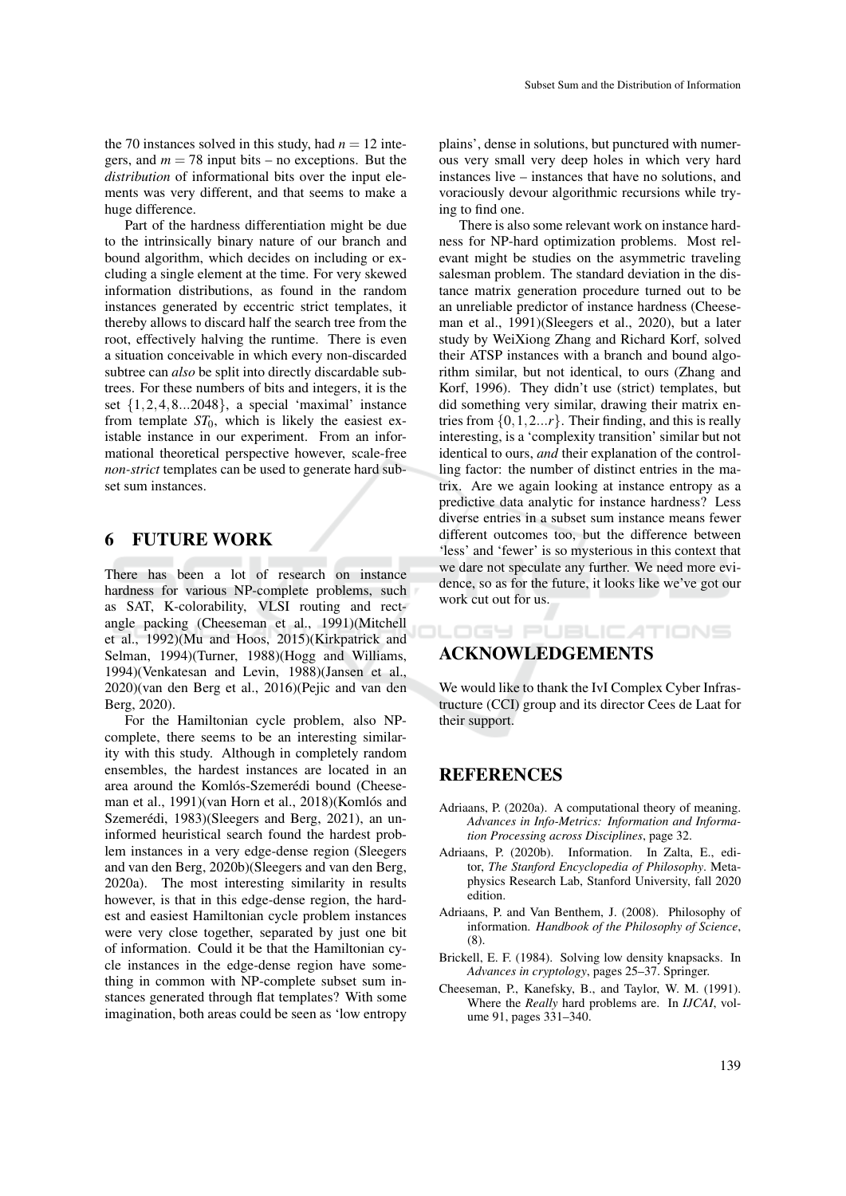the 70 instances solved in this study, had $n = 12$ integers, and $m = 78$ input bits – no exceptions. But the *distribution* of informational bits over the input elements was very different, and that seems to make a huge difference.

Part of the hardness differentiation might be due to the intrinsically binary nature of our branch and bound algorithm, which decides on including or excluding a single element at the time. For very skewed information distributions, as found in the random instances generated by eccentric strict templates, it thereby allows to discard half the search tree from the root, effectively halving the runtime. There is even a situation conceivable in which every non-discarded subtree can *also* be split into directly discardable subtrees. For these numbers of bits and integers, it is the set $\{1, 2, 4, 8...2048\}$, a special 'maximal' instance from template $ST_0$, which is likely the easiest existable instance in our experiment. From an informational theoretical perspective however, scale-free *non-strict* templates can be used to generate hard subset sum instances.

## 6 FUTURE WORK

There has been a lot of research on instance hardness for various NP-complete problems, such as SAT, K-colorability, VLSI routing and rectangle packing (Cheeseman et al., 1991)(Mitchell et al., 1992)(Mu and Hoos, 2015)(Kirkpatrick and Selman, 1994)(Turner, 1988)(Hogg and Williams, 1994)(Venkatesan and Levin, 1988)(Jansen et al., 2020)(van den Berg et al., 2016)(Pejic and van den Berg, 2020).

For the Hamiltonian cycle problem, also NP-complete, there seems to be an interesting similarity with this study. Although in completely random ensembles, the hardest instances are located in an area around the Komlós-Szemerédi bound (Cheeseman et al., 1991)(van Horn et al., 2018)(Komlós and Szemerédi, 1983)(Sleegers and Berg, 2021), an uninformed heuristical search found the hardest problem instances in a very edge-dense region (Sleegers and van den Berg, 2020b)(Sleegers and van den Berg, 2020a). The most interesting similarity in results however, is that in this edge-dense region, the hardest and easiest Hamiltonian cycle problem instances were very close together, separated by just one bit of information. Could it be that the Hamiltonian cycle instances in the edge-dense region have something in common with NP-complete subset sum instances generated through flat templates? With some imagination, both areas could be seen as 'low entropy plains', dense in solutions, but punctured with numerous very small very deep holes in which very hard instances live – instances that have no solutions, and voraciously devour algorithmic recursions while trying to find one.

There is also some relevant work on instance hardness for NP-hard optimization problems. Most relevant might be studies on the asymmetric traveling salesman problem. The standard deviation in the distance matrix generation procedure turned out to be an unreliable predictor of instance hardness (Cheeseman et al., 1991)(Sleegers et al., 2020), but a later study by WeiXiong Zhang and Richard Korf, solved their ATSP instances with a branch and bound algorithm similar, but not identical, to ours (Zhang and Korf, 1996). They didn't use (strict) templates, but did something very similar, drawing their matrix entries from $\{0, 1, 2...r\}$. Their finding, and this is really interesting, is a 'complexity transition' similar but not identical to ours, *and* their explanation of the controlling factor: the number of distinct entries in the matrix. Are we again looking at instance entropy as a predictive data analytic for instance hardness? Less diverse entries in a subset sum instance means fewer different outcomes too, but the difference between 'less' and 'fewer' is so mysterious in this context that we dare not speculate any further. We need more evidence, so as for the future, it looks like we've got our work cut out for us.

## ACKNOWLEDGEMENTS

We would like to thank the IvI Complex Cyber Infrastructure (CCI) group and its director Cees de Laat for their support.

## REFERENCES

Adriaans, P. (2020a). A computational theory of meaning. *Advances in Info-Metrics: Information and Information Processing across Disciplines*, page 32.

Adriaans, P. (2020b). Information. In Zalta, E., editor, *The Stanford Encyclopedia of Philosophy*. Metaphysics Research Lab, Stanford University, fall 2020 edition.

Adriaans, P. and Van Benthem, J. (2008). Philosophy of information. *Handbook of the Philosophy of Science*, (8).

Brickell, E. F. (1984). Solving low density knapsacks. In *Advances in cryptology*, pages 25–37. Springer.

Cheeseman, P., Kanefsky, B., and Taylor, W. M. (1991). Where the *Really* hard problems are. In *IJCAI*, volume 91, pages 331–340.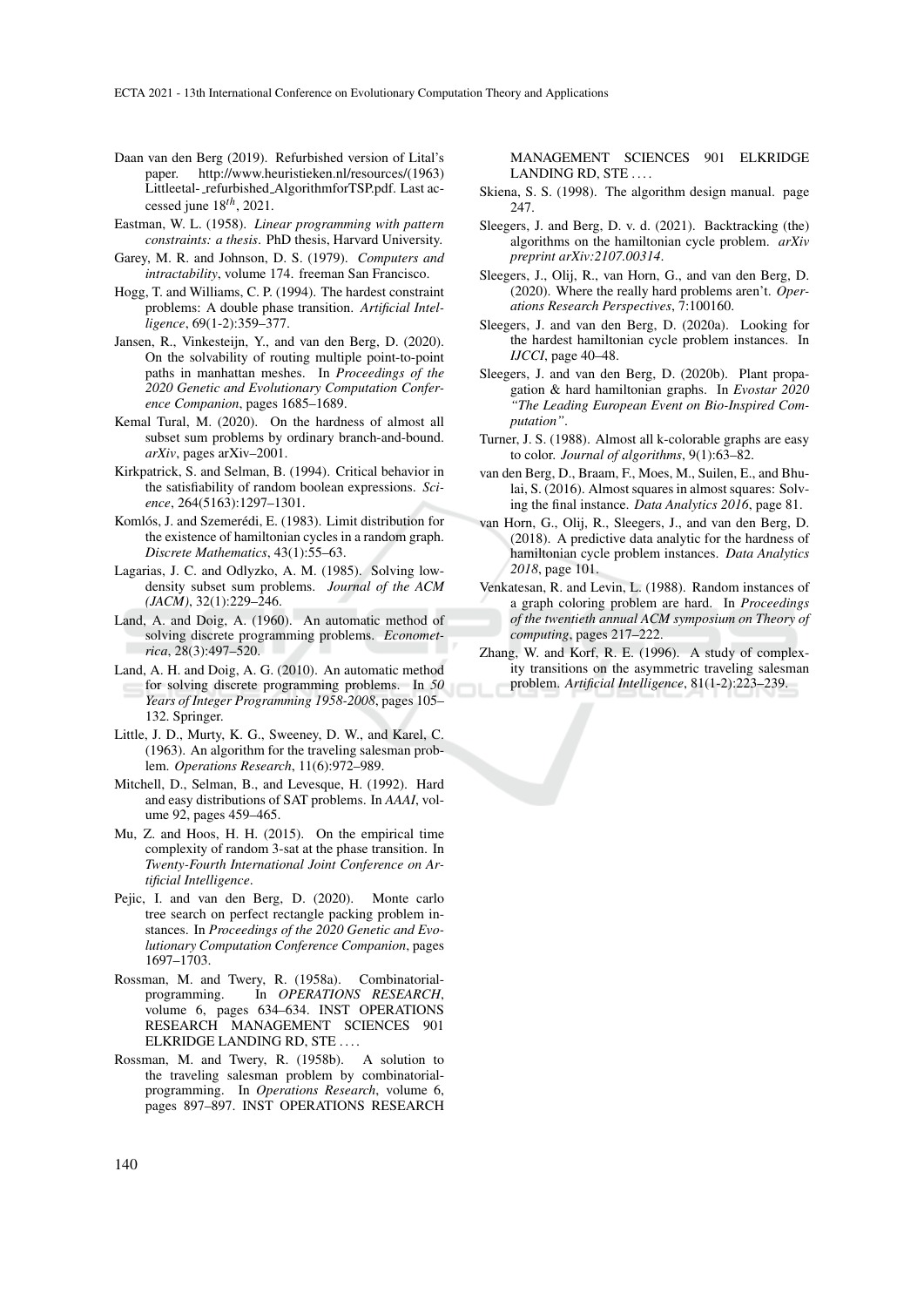Daan van den Berg (2019). Refurbished version of Lital's paper. http://www.heuristieken.nl/resources/(1963) Littleetal-_refurbished_AlgorithmforTSP.pdf. Last accessed june $18^{th}$, 2021.

Eastman, W. L. (1958). *Linear programming with pattern constraints: a thesis*. PhD thesis, Harvard University.

Garey, M. R. and Johnson, D. S. (1979). *Computers and intractability*, volume 174. freeman San Francisco.

Hogg, T. and Williams, C. P. (1994). The hardest constraint problems: A double phase transition. *Artificial Intelligence*, 69(1-2):359–377.

Jansen, R., Vinkesteijn, Y., and van den Berg, D. (2020). On the solvability of routing multiple point-to-point paths in manhattan meshes. In *Proceedings of the 2020 Genetic and Evolutionary Computation Conference Companion*, pages 1685–1689.

Kemal Tural, M. (2020). On the hardness of almost all subset sum problems by ordinary branch-and-bound. *arXiv*, pages arXiv–2001.

Kirkpatrick, S. and Selman, B. (1994). Critical behavior in the satisfiability of random boolean expressions. *Science*, 264(5163):1297–1301.

Komlós, J. and Szemerédi, E. (1983). Limit distribution for the existence of hamiltonian cycles in a random graph. *Discrete Mathematics*, 43(1):55–63.

Lagarias, J. C. and Odlyzko, A. M. (1985). Solving low-density subset sum problems. *Journal of the ACM (JACM)*, 32(1):229–246.

Land, A. and Doig, A. (1960). An automatic method of solving discrete programming problems. *Econometrica*, 28(3):497–520.

Land, A. H. and Doig, A. G. (2010). An automatic method for solving discrete programming problems. In *50 Years of Integer Programming 1958-2008*, pages 105–132. Springer.

Little, J. D., Murty, K. G., Sweeney, D. W., and Karel, C. (1963). An algorithm for the traveling salesman problem. *Operations Research*, 11(6):972–989.

Mitchell, D., Selman, B., and Levesque, H. (1992). Hard and easy distributions of SAT problems. In *AAAI*, volume 92, pages 459–465.

Mu, Z. and Hoos, H. H. (2015). On the empirical time complexity of random 3-sat at the phase transition. In *Twenty-Fourth International Joint Conference on Artificial Intelligence*.

Pejic, I. and van den Berg, D. (2020). Monte carlo tree search on perfect rectangle packing problem instances. In *Proceedings of the 2020 Genetic and Evolutionary Computation Conference Companion*, pages 1697–1703.

Rossman, M. and Twery, R. (1958a). Combinatorial-programming. In *OPERATIONS RESEARCH*, volume 6, pages 634–634. INST OPERATIONS RESEARCH MANAGEMENT SCIENCES 901 ELKRIDGE LANDING RD, STE ....

Rossman, M. and Twery, R. (1958b). A solution to the traveling salesman problem by combinatorial-programming. In *Operations Research*, volume 6, pages 897–897. INST OPERATIONS RESEARCH MANAGEMENT SCIENCES 901 ELKRIDGE LANDING RD, STE ....

Skiena, S. S. (1998). The algorithm design manual. page 247.

Sleegers, J. and Berg, D. v. d. (2021). Backtracking (the) algorithms on the hamiltonian cycle problem. *arXiv preprint arXiv:2107.00314*.

Sleegers, J., Olij, R., van Horn, G., and van den Berg, D. (2020). Where the really hard problems aren't. *Operations Research Perspectives*, 7:100160.

Sleegers, J. and van den Berg, D. (2020a). Looking for the hardest hamiltonian cycle problem instances. In *IJCCI*, page 40–48.

Sleegers, J. and van den Berg, D. (2020b). Plant propagation & hard hamiltonian graphs. In *Evostar 2020 "The Leading European Event on Bio-Inspired Computation"*.

Turner, J. S. (1988). Almost all k-colorable graphs are easy to color. *Journal of algorithms*, 9(1):63–82.

van den Berg, D., Braam, F., Moes, M., Suilen, E., and Bhulai, S. (2016). Almost squares in almost squares: Solving the final instance. *Data Analytics 2016*, page 81.

van Horn, G., Olij, R., Sleegers, J., and van den Berg, D. (2018). A predictive data analytic for the hardness of hamiltonian cycle problem instances. *Data Analytics 2018*, page 101.

Venkatesan, R. and Levin, L. (1988). Random instances of a graph coloring problem are hard. In *Proceedings of the twentieth annual ACM symposium on Theory of computing*, pages 217–222.

Zhang, W. and Korf, R. E. (1996). A study of complexity transitions on the asymmetric traveling salesman problem. *Artificial Intelligence*, 81(1-2):223–239.